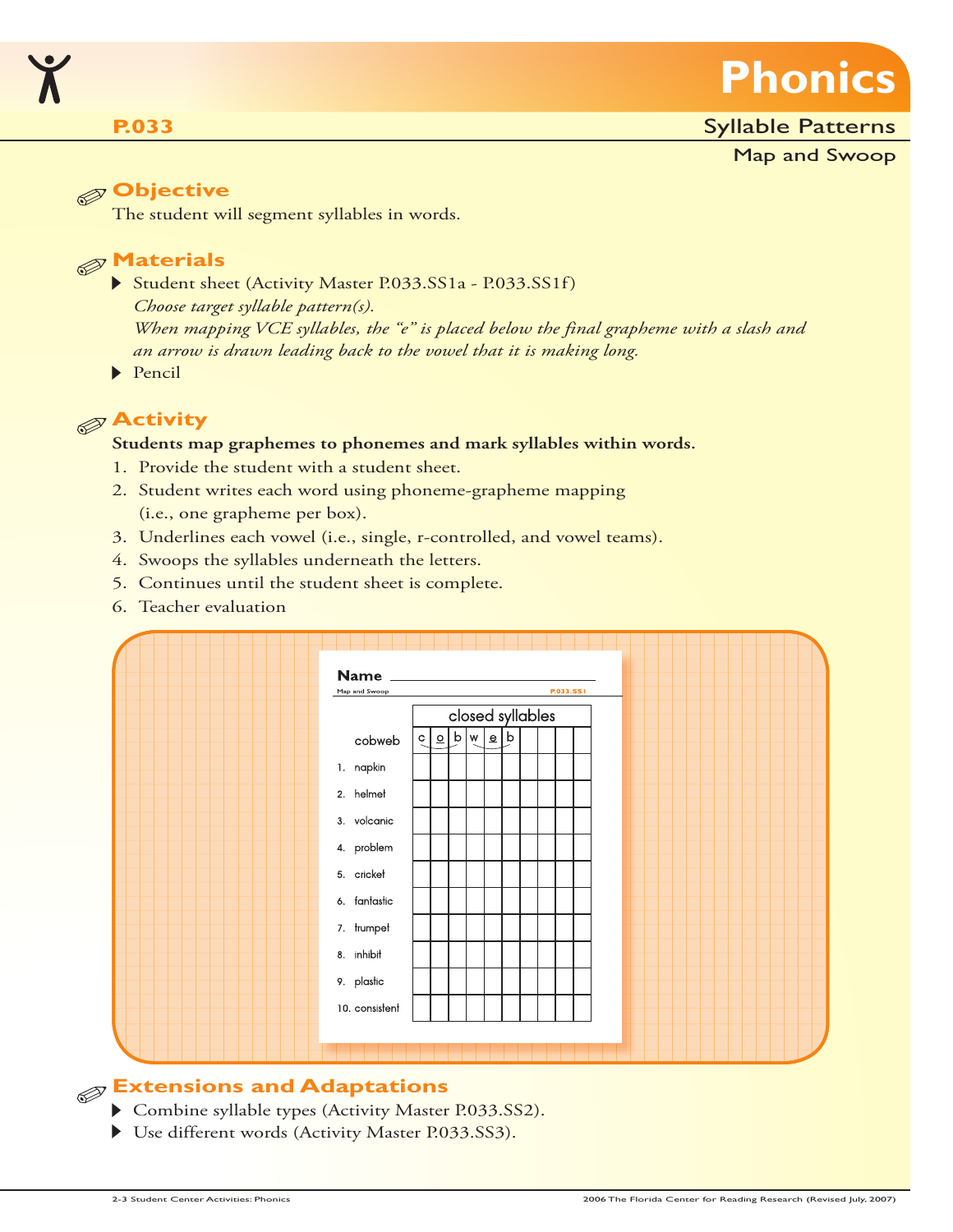# Phonics

**P.033**

## Syllable Patterns

### Map and Swoop

## Objective

The student will segment syllables in words.

## Materials

- Student sheet (Activity Master P.033.SS1a - P.033.SS1f)
  *Choose target syllable pattern(s).*
  *When mapping VCE syllables, the "e" is placed below the final grapheme with a slash and an arrow is drawn leading back to the vowel that it is making long.*
- Pencil

## Activity

**Students map graphemes to phonemes and mark syllables within words.**

1. Provide the student with a student sheet.
2. Student writes each word using phoneme-grapheme mapping (i.e., one grapheme per box).
3. Underlines each vowel (i.e., single, r-controlled, and vowel teams).
4. Swoops the syllables underneath the letters.
5. Continues until the student sheet is complete.
6. Teacher evaluation

Name ________________________

Map and Swoop P.033.SS1

| | closed syllables | | | | | | | | | |
|---|---|---|---|---|---|---|---|---|---|---|
| cobweb | c | o | b | w | e | b | | | | |
| 1. napkin | | | | | | | | | | |
| 2. helmet | | | | | | | | | | |
| 3. volcanic | | | | | | | | | | |
| 4. problem | | | | | | | | | | |
| 5. cricket | | | | | | | | | | |
| 6. fantastic | | | | | | | | | | |
| 7. trumpet | | | | | | | | | | |
| 8. inhibit | | | | | | | | | | |
| 9. plastic | | | | | | | | | | |
| 10. consistent | | | | | | | | | | |

## Extensions and Adaptations

- Combine syllable types (Activity Master P.033.SS2).
- Use different words (Activity Master P.033.SS3).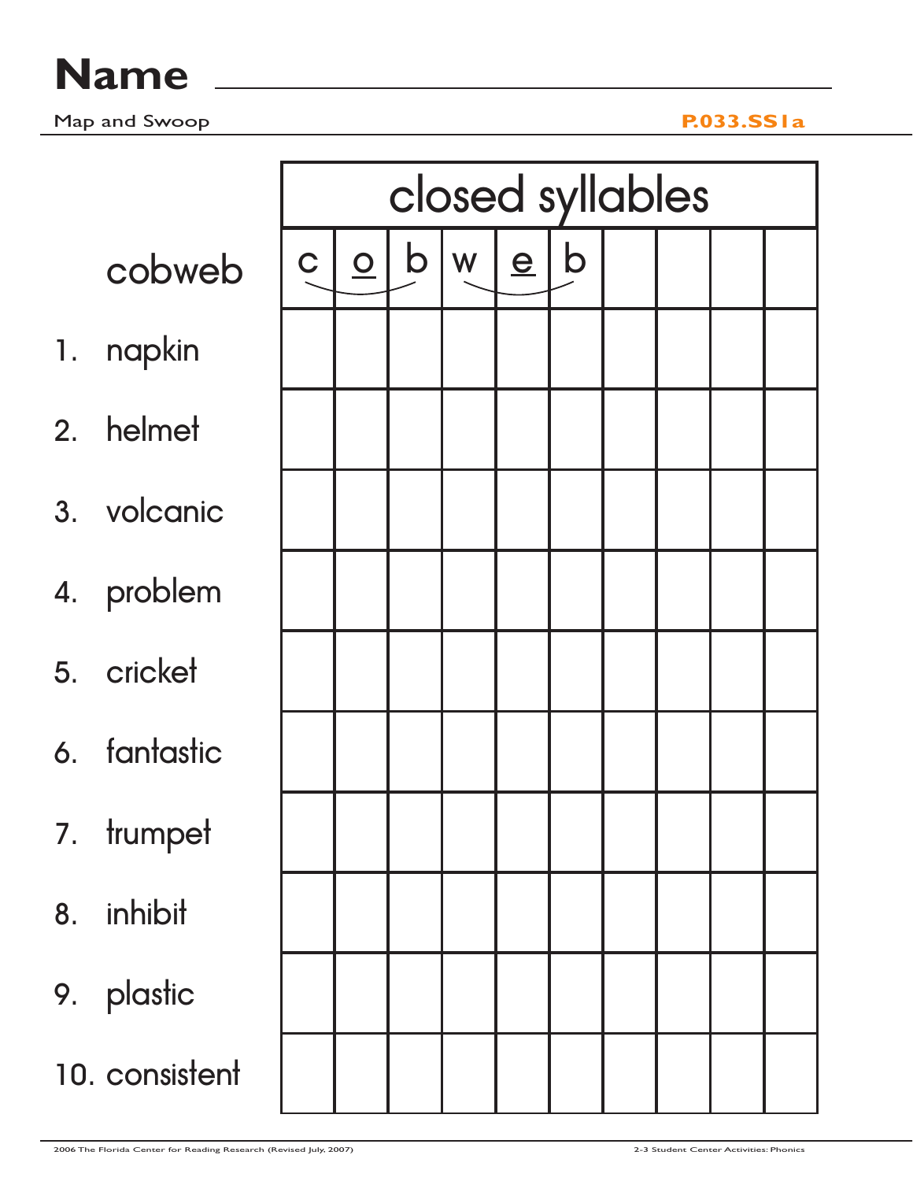# Name ____________________

Map and Swoop

P.033.SS1a

| | closed syllables | | | | | | | | | |
|---|---|---|---|---|---|---|---|---|---|---|
| cobweb | c | o | b | w | e | b | | | | |
| 1. napkin | | | | | | | | | | |
| 2. helmet | | | | | | | | | | |
| 3. volcanic | | | | | | | | | | |
| 4. problem | | | | | | | | | | |
| 5. cricket | | | | | | | | | | |
| 6. fantastic | | | | | | | | | | |
| 7. trumpet | | | | | | | | | | |
| 8. inhibit | | | | | | | | | | |
| 9. plastic | | | | | | | | | | |
| 10. consistent | | | | | | | | | | |

2006 The Florida Center for Reading Research (Revised July, 2007)

2-3 Student Center Activities: Phonics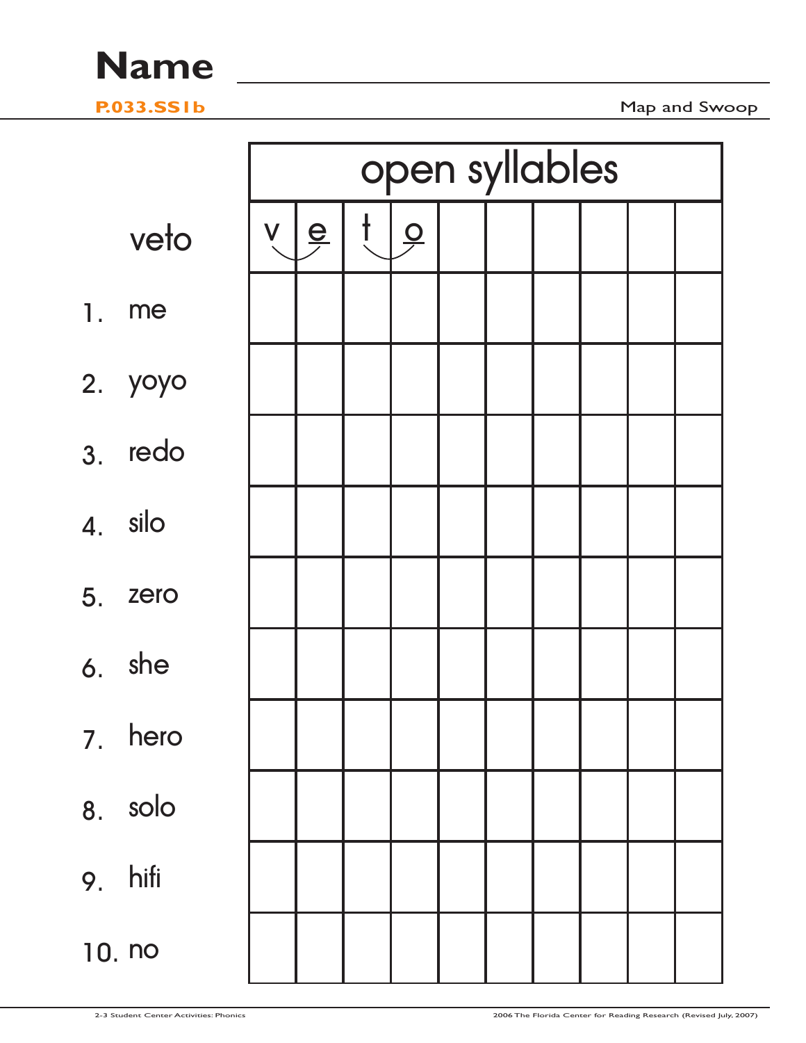Name ______________________

P.033.SS1b

Map and Swoop

| | open syllables | | | | | | | | | |
|---|---|---|---|---|---|---|---|---|---|---|
| veto | v | e | t | o | | | | | | |
| 1. me | | | | | | | | | | |
| 2. yoyo | | | | | | | | | | |
| 3. redo | | | | | | | | | | |
| 4. silo | | | | | | | | | | |
| 5. zero | | | | | | | | | | |
| 6. she | | | | | | | | | | |
| 7. hero | | | | | | | | | | |
| 8. solo | | | | | | | | | | |
| 9. hifi | | | | | | | | | | |
| 10. no | | | | | | | | | | |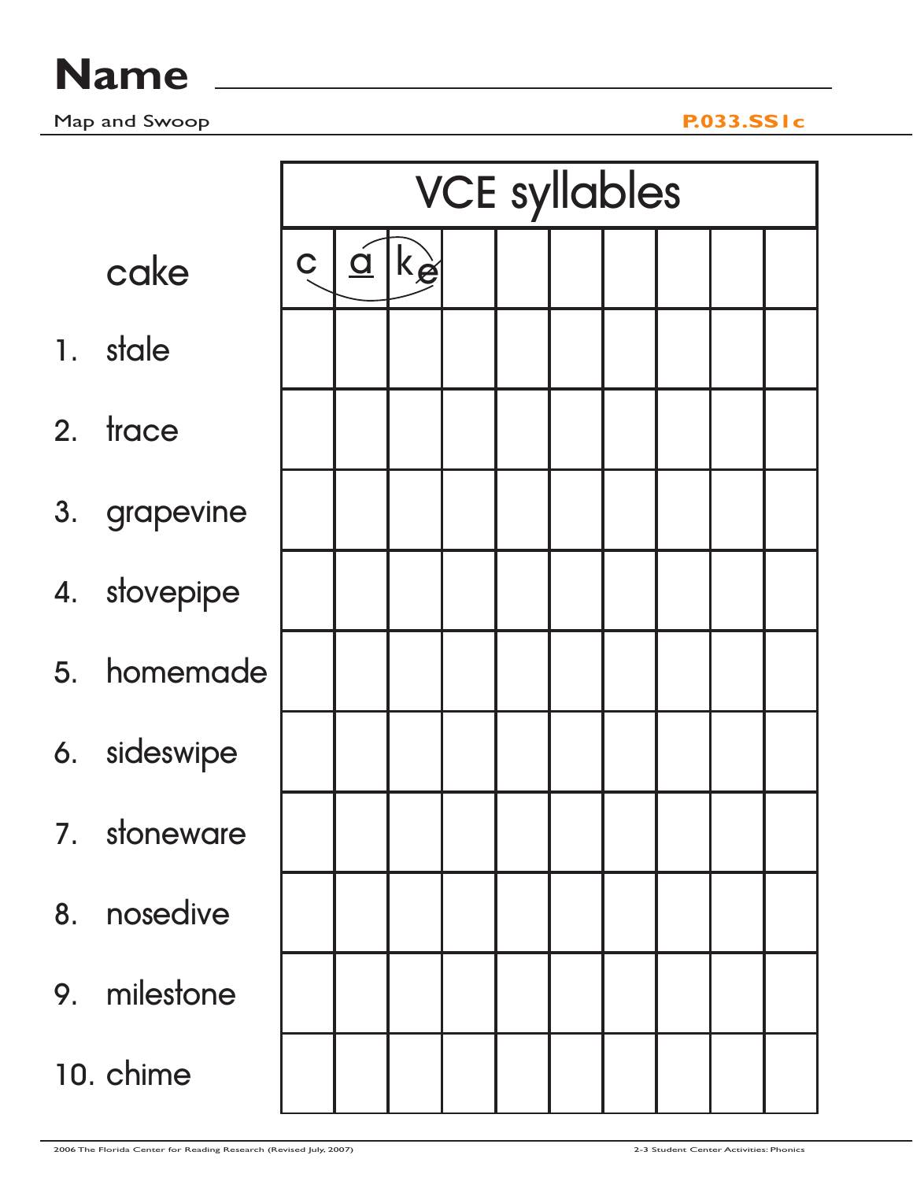# Name ______________________________

Map and Swoop **P.033.SS1c**

| | VCE syllables | | | | | | | | | |
|---|---|---|---|---|---|---|---|---|---|---|
| cake | c | a | k e | | | | | | | |
| 1. stale | | | | | | | | | | |
| 2. trace | | | | | | | | | | |
| 3. grapevine | | | | | | | | | | |
| 4. stovepipe | | | | | | | | | | |
| 5. homemade | | | | | | | | | | |
| 6. sideswipe | | | | | | | | | | |
| 7. stoneware | | | | | | | | | | |
| 8. nosedive | | | | | | | | | | |
| 9. milestone | | | | | | | | | | |
| 10. chime | | | | | | | | | | |

2006 The Florida Center for Reading Research (Revised July, 2007) 2-3 Student Center Activities: Phonics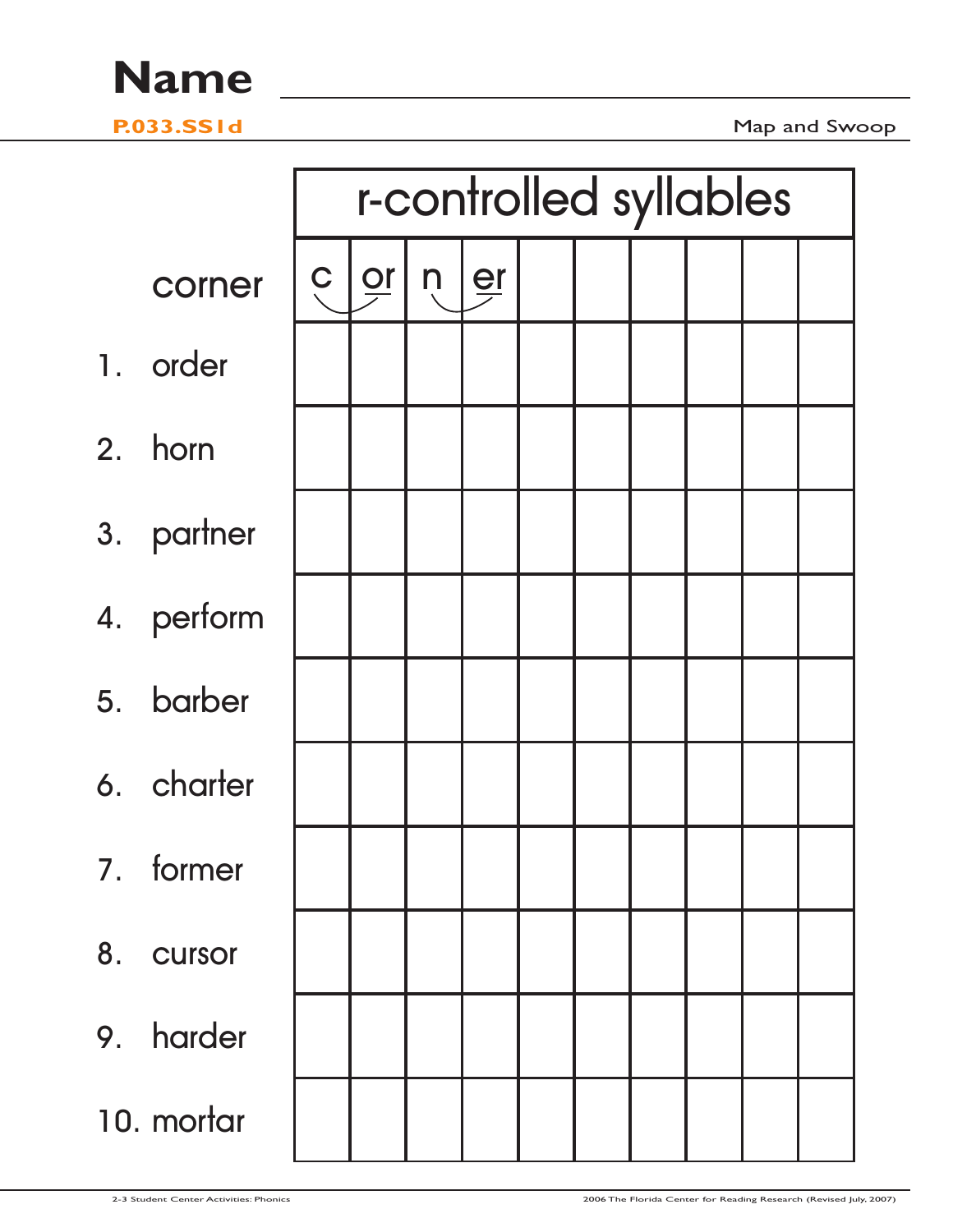# Name ___________________________

**P.033.SS1d** Map and Swoop

| | r-controlled syllables | | | | | | | | | |
|---|---|---|---|---|---|---|---|---|---|---|
| corner | c | or | n | er | | | | | | |
| 1. order | | | | | | | | | | |
| 2. horn | | | | | | | | | | |
| 3. partner | | | | | | | | | | |
| 4. perform | | | | | | | | | | |
| 5. barber | | | | | | | | | | |
| 6. charter | | | | | | | | | | |
| 7. former | | | | | | | | | | |
| 8. cursor | | | | | | | | | | |
| 9. harder | | | | | | | | | | |
| 10. mortar | | | | | | | | | | |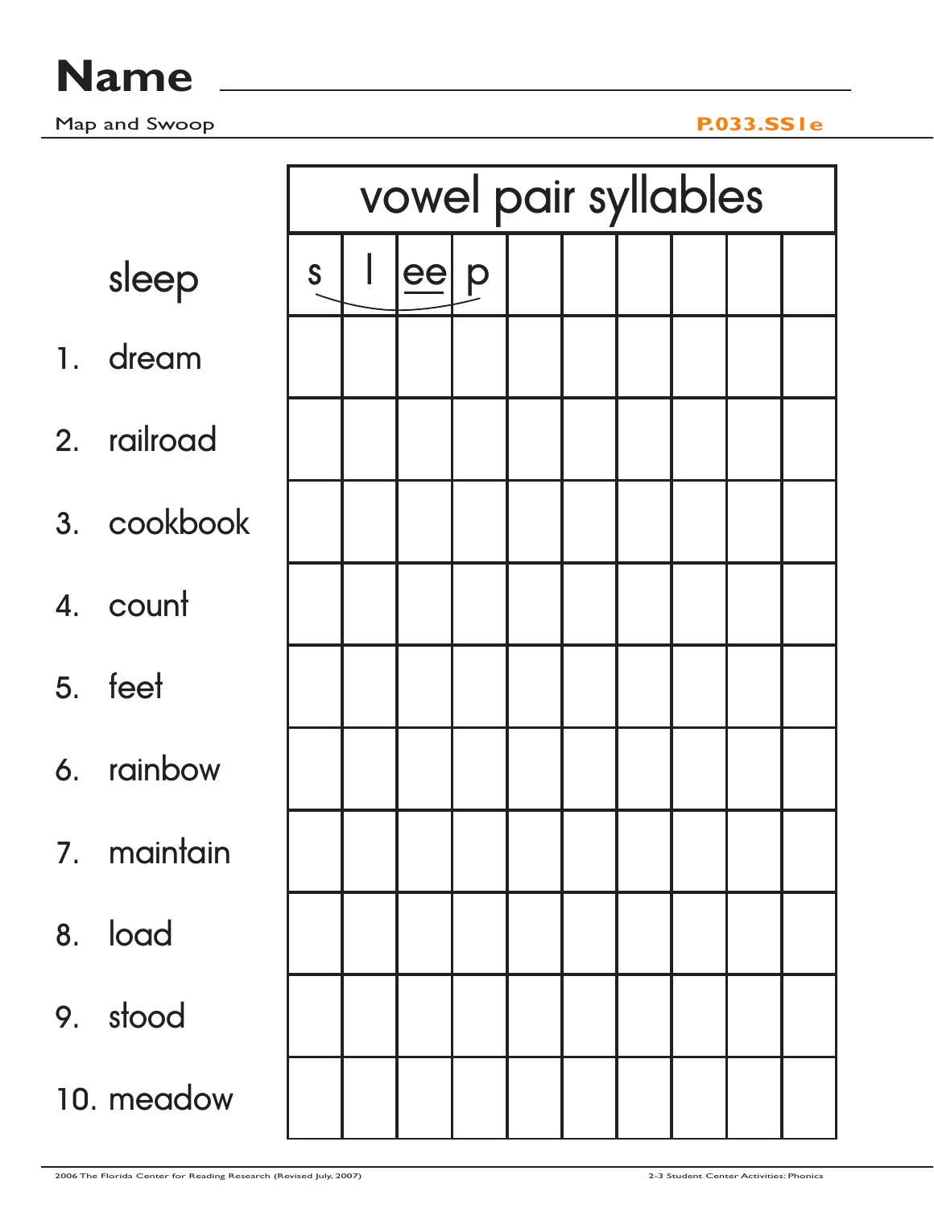# Name ______________________________

Map and Swoop **P.033.SS1e**

| | vowel pair syllables | | | | | | | | | |
|---|---|---|---|---|---|---|---|---|---|---|
| sleep | s | l | ee | p | | | | | | |
| 1. dream | | | | | | | | | | |
| 2. railroad | | | | | | | | | | |
| 3. cookbook | | | | | | | | | | |
| 4. count | | | | | | | | | | |
| 5. feet | | | | | | | | | | |
| 6. rainbow | | | | | | | | | | |
| 7. maintain | | | | | | | | | | |
| 8. load | | | | | | | | | | |
| 9. stood | | | | | | | | | | |
| 10. meadow | | | | | | | | | | |

2006 The Florida Center for Reading Research (Revised July, 2007) 2-3 Student Center Activities: Phonics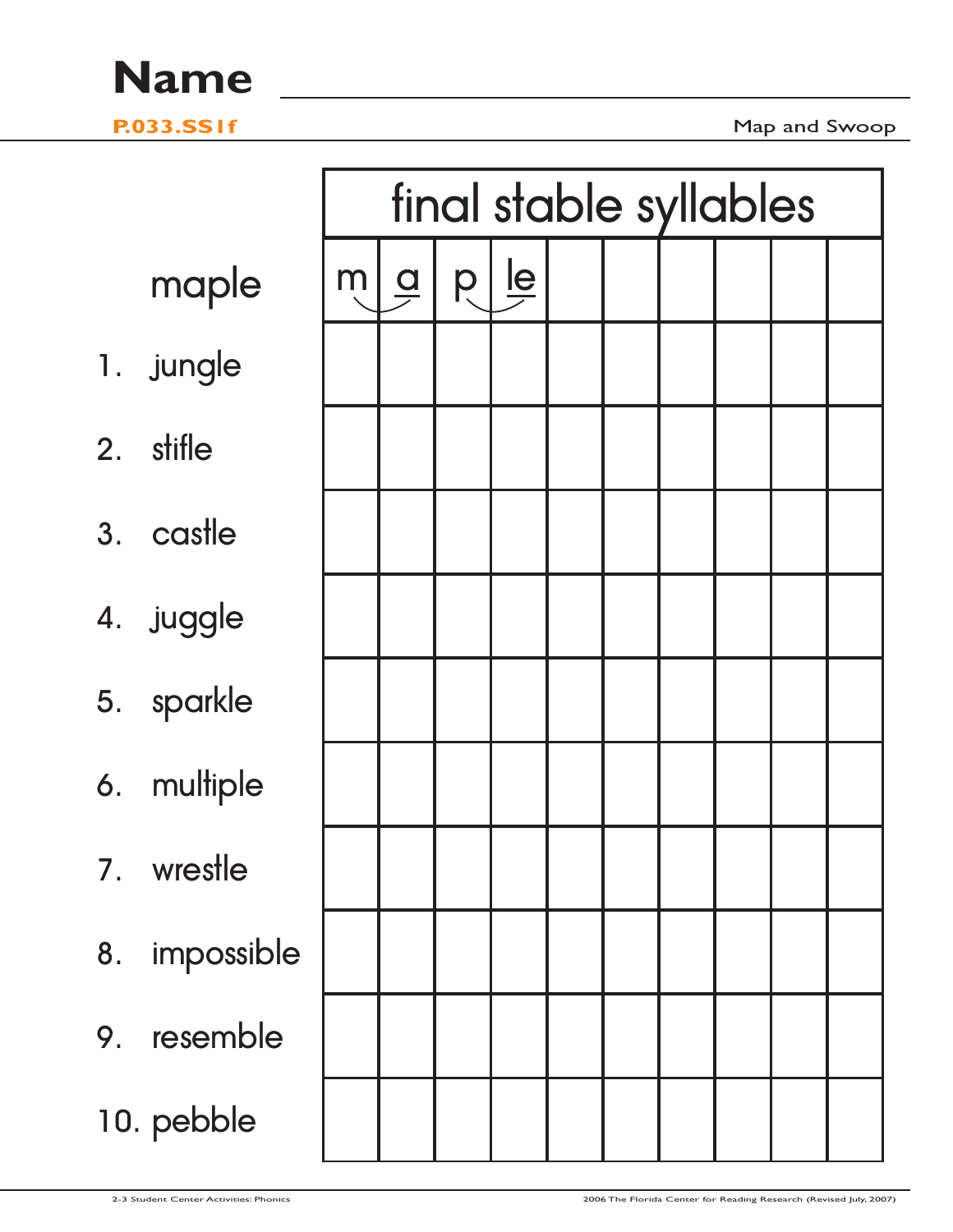# Name ______________________________

**P.033.SS1f**

Map and Swoop

| | final stable syllables | | | | | | | | | |
|---|---|---|---|---|---|---|---|---|---|---|
| maple | m | a | p | le | | | | | | |
| 1. jungle | | | | | | | | | | |
| 2. stifle | | | | | | | | | | |
| 3. castle | | | | | | | | | | |
| 4. juggle | | | | | | | | | | |
| 5. sparkle | | | | | | | | | | |
| 6. multiple | | | | | | | | | | |
| 7. wrestle | | | | | | | | | | |
| 8. impossible | | | | | | | | | | |
| 9. resemble | | | | | | | | | | |
| 10. pebble | | | | | | | | | | |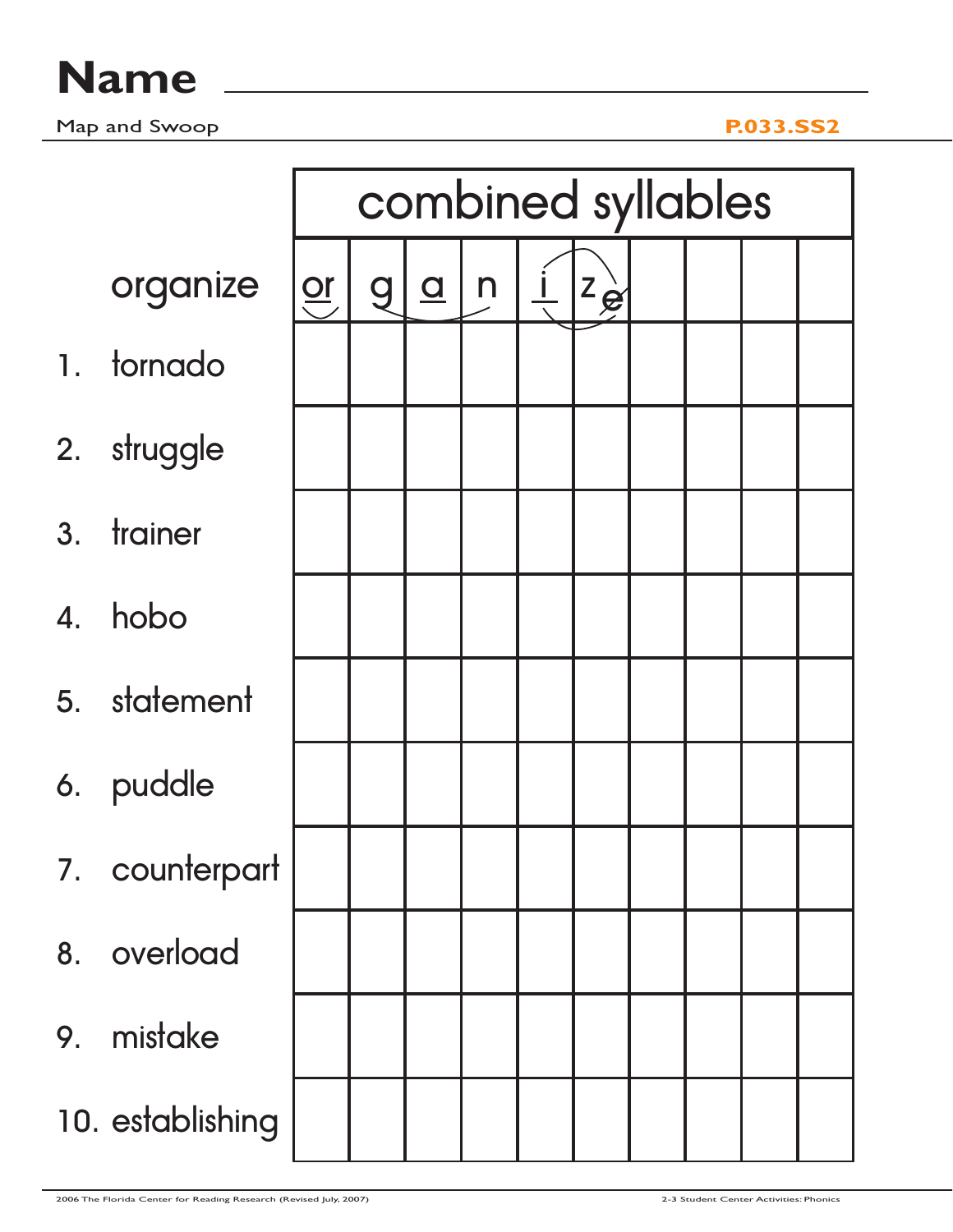# Name ___________________________________

Map and Swoop **P.033.SS2**

| | combined syllables | | | | | | | | | |
|---|---|---|---|---|---|---|---|---|---|---|
| organize | or | g | a | n | i | ze | | | | |
| 1. tornado | | | | | | | | | | |
| 2. struggle | | | | | | | | | | |
| 3. trainer | | | | | | | | | | |
| 4. hobo | | | | | | | | | | |
| 5. statement | | | | | | | | | | |
| 6. puddle | | | | | | | | | | |
| 7. counterpart | | | | | | | | | | |
| 8. overload | | | | | | | | | | |
| 9. mistake | | | | | | | | | | |
| 10. establishing | | | | | | | | | | |

2006 The Florida Center for Reading Research (Revised July, 2007)

2-3 Student Center Activities: Phonics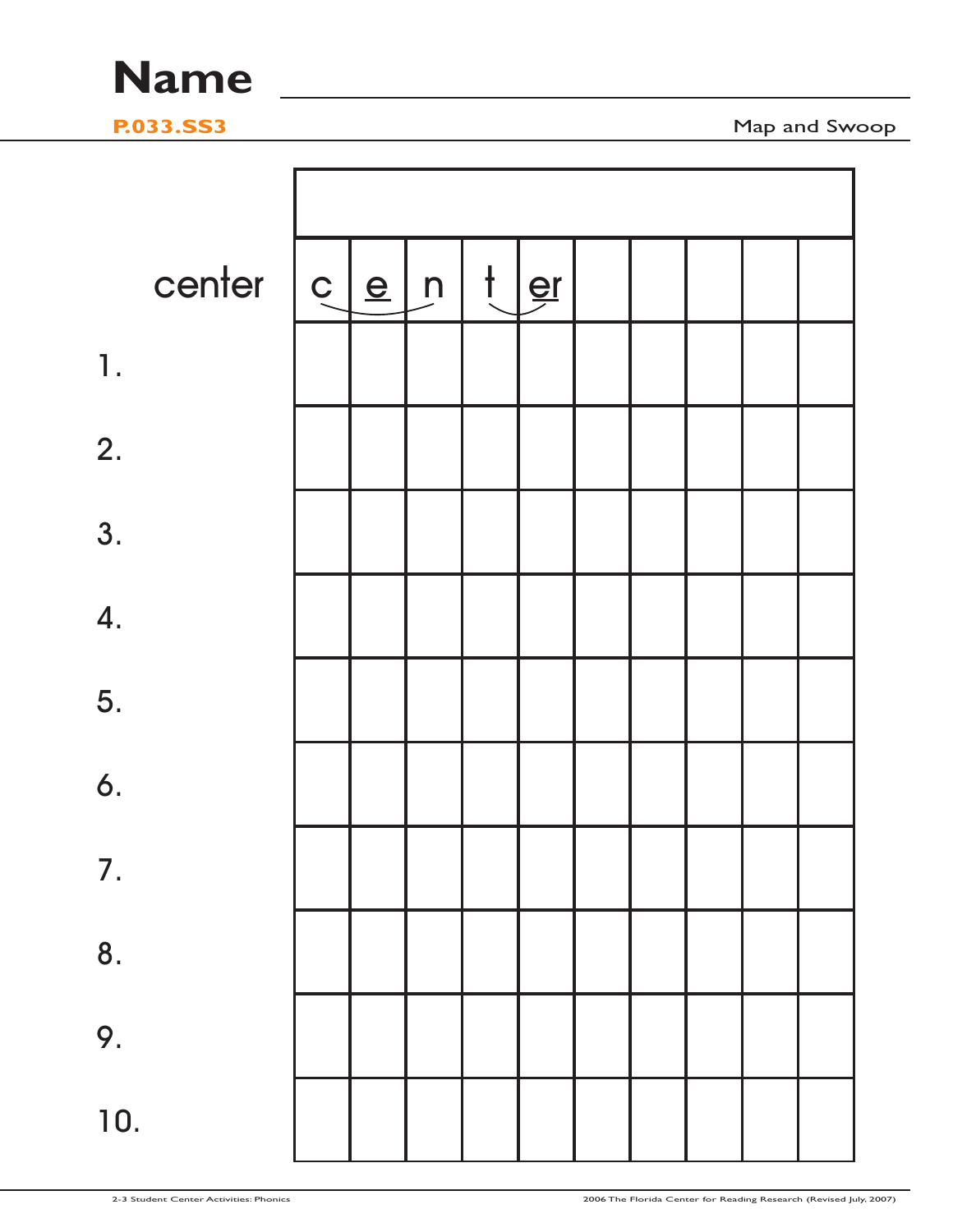# Name ___________________________________

**P.033.SS3**

Map and Swoop

| | | | | | | | | | | |
|---|---|---|---|---|---|---|---|---|---|---|
| | | | | | | | | | | |
| center | c | e | n | t | er | | | | | |
| 1. | | | | | | | | | | |
| 2. | | | | | | | | | | |
| 3. | | | | | | | | | | |
| 4. | | | | | | | | | | |
| 5. | | | | | | | | | | |
| 6. | | | | | | | | | | |
| 7. | | | | | | | | | | |
| 8. | | | | | | | | | | |
| 9. | | | | | | | | | | |
| 10. | | | | | | | | | | |